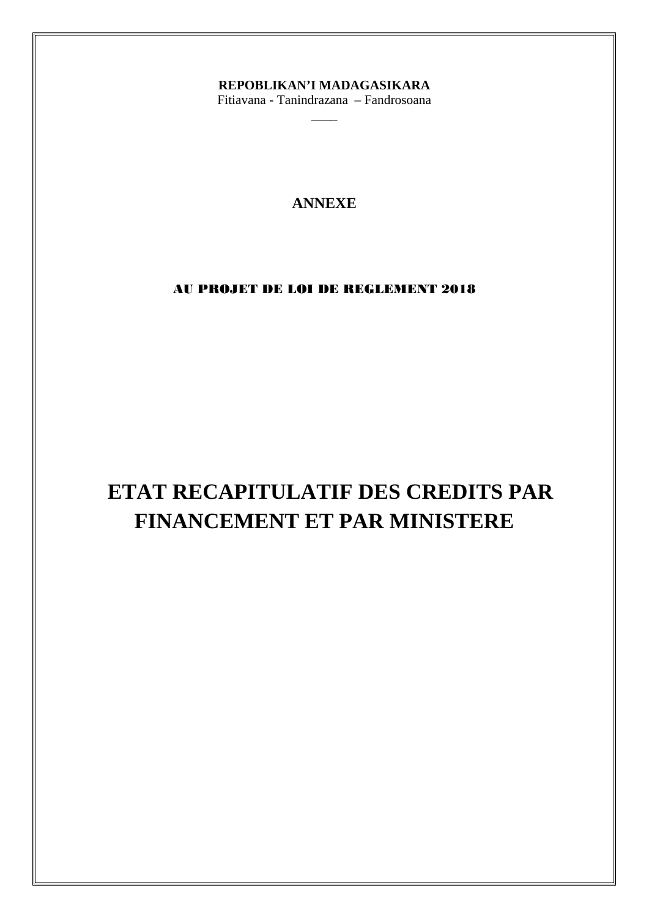**REPOBLIKAN'I MADAGASIKARA**

Fitiavana - Tanindrazana – Fandrosoana

\_\_\_\_

**ANNEXE**

**AU PROJET DE LOI DE REGLEMENT 2018**

# ETAT RECAPITULATIF DES CREDITS PAR FINANCEMENT ET PAR MINISTERE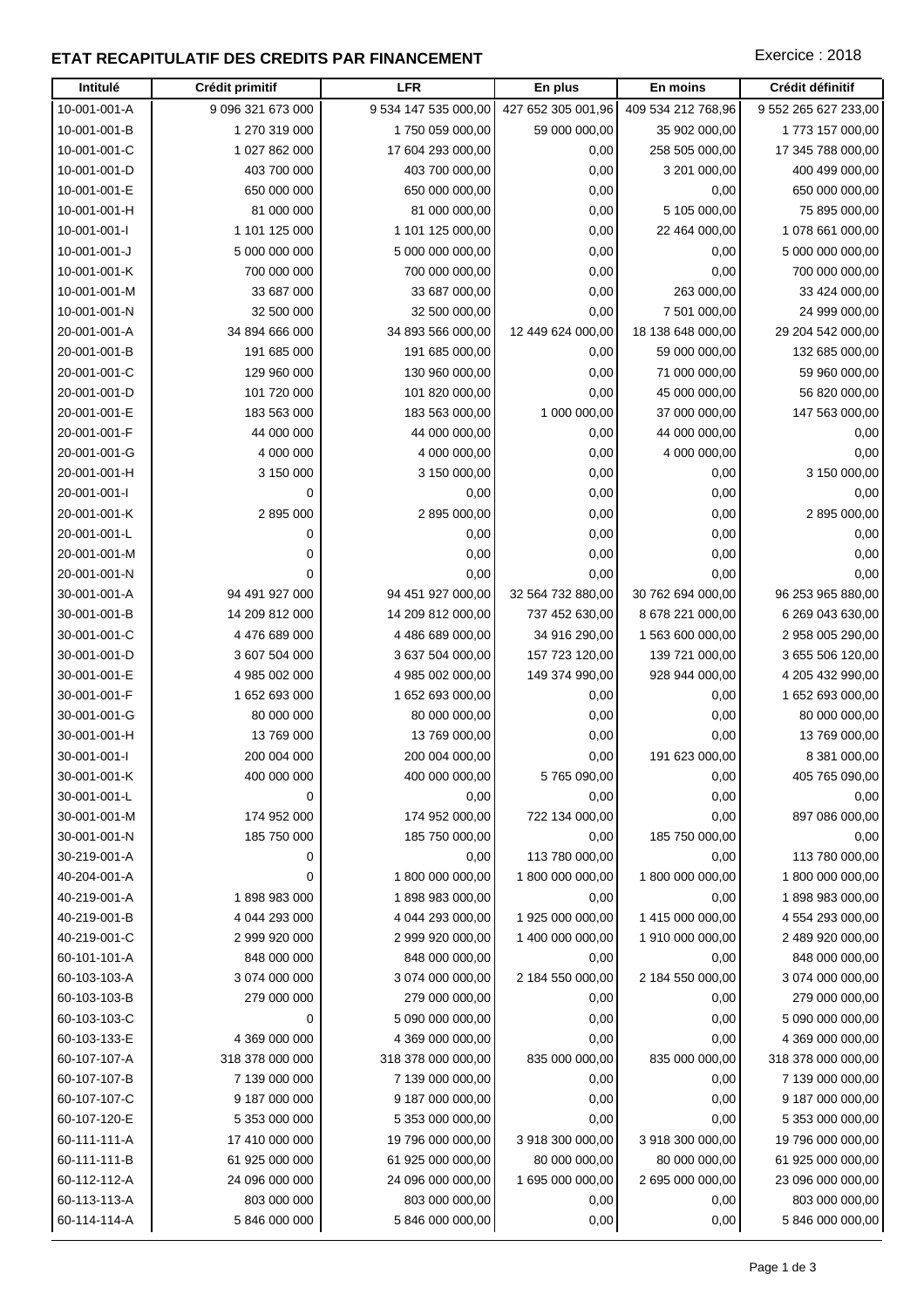## ETAT RECAPITULATIF DES CREDITS PAR FINANCEMENT

Exercice : 2018

| Intitulé | Crédit primitif | LFR | En plus | En moins | Crédit définitif |
|---|---|---|---|---|---|
| 10-001-001-A | 9 096 321 673 000 | 9 534 147 535 000,00 | 427 652 305 001,96 | 409 534 212 768,96 | 9 552 265 627 233,00 |
| 10-001-001-B | 1 270 319 000 | 1 750 059 000,00 | 59 000 000,00 | 35 902 000,00 | 1 773 157 000,00 |
| 10-001-001-C | 1 027 862 000 | 17 604 293 000,00 | 0,00 | 258 505 000,00 | 17 345 788 000,00 |
| 10-001-001-D | 403 700 000 | 403 700 000,00 | 0,00 | 3 201 000,00 | 400 499 000,00 |
| 10-001-001-E | 650 000 000 | 650 000 000,00 | 0,00 | 0,00 | 650 000 000,00 |
| 10-001-001-H | 81 000 000 | 81 000 000,00 | 0,00 | 5 105 000,00 | 75 895 000,00 |
| 10-001-001-I | 1 101 125 000 | 1 101 125 000,00 | 0,00 | 22 464 000,00 | 1 078 661 000,00 |
| 10-001-001-J | 5 000 000 000 | 5 000 000 000,00 | 0,00 | 0,00 | 5 000 000 000,00 |
| 10-001-001-K | 700 000 000 | 700 000 000,00 | 0,00 | 0,00 | 700 000 000,00 |
| 10-001-001-M | 33 687 000 | 33 687 000,00 | 0,00 | 263 000,00 | 33 424 000,00 |
| 10-001-001-N | 32 500 000 | 32 500 000,00 | 0,00 | 7 501 000,00 | 24 999 000,00 |
| 20-001-001-A | 34 894 666 000 | 34 893 566 000,00 | 12 449 624 000,00 | 18 138 648 000,00 | 29 204 542 000,00 |
| 20-001-001-B | 191 685 000 | 191 685 000,00 | 0,00 | 59 000 000,00 | 132 685 000,00 |
| 20-001-001-C | 129 960 000 | 130 960 000,00 | 0,00 | 71 000 000,00 | 59 960 000,00 |
| 20-001-001-D | 101 720 000 | 101 820 000,00 | 0,00 | 45 000 000,00 | 56 820 000,00 |
| 20-001-001-E | 183 563 000 | 183 563 000,00 | 1 000 000,00 | 37 000 000,00 | 147 563 000,00 |
| 20-001-001-F | 44 000 000 | 44 000 000,00 | 0,00 | 44 000 000,00 | 0,00 |
| 20-001-001-G | 4 000 000 | 4 000 000,00 | 0,00 | 4 000 000,00 | 0,00 |
| 20-001-001-H | 3 150 000 | 3 150 000,00 | 0,00 | 0,00 | 3 150 000,00 |
| 20-001-001-I | 0 | 0,00 | 0,00 | 0,00 | 0,00 |
| 20-001-001-K | 2 895 000 | 2 895 000,00 | 0,00 | 0,00 | 2 895 000,00 |
| 20-001-001-L | 0 | 0,00 | 0,00 | 0,00 | 0,00 |
| 20-001-001-M | 0 | 0,00 | 0,00 | 0,00 | 0,00 |
| 20-001-001-N | 0 | 0,00 | 0,00 | 0,00 | 0,00 |
| 30-001-001-A | 94 491 927 000 | 94 451 927 000,00 | 32 564 732 880,00 | 30 762 694 000,00 | 96 253 965 880,00 |
| 30-001-001-B | 14 209 812 000 | 14 209 812 000,00 | 737 452 630,00 | 8 678 221 000,00 | 6 269 043 630,00 |
| 30-001-001-C | 4 476 689 000 | 4 486 689 000,00 | 34 916 290,00 | 1 563 600 000,00 | 2 958 005 290,00 |
| 30-001-001-D | 3 607 504 000 | 3 637 504 000,00 | 157 723 120,00 | 139 721 000,00 | 3 655 506 120,00 |
| 30-001-001-E | 4 985 002 000 | 4 985 002 000,00 | 149 374 990,00 | 928 944 000,00 | 4 205 432 990,00 |
| 30-001-001-F | 1 652 693 000 | 1 652 693 000,00 | 0,00 | 0,00 | 1 652 693 000,00 |
| 30-001-001-G | 80 000 000 | 80 000 000,00 | 0,00 | 0,00 | 80 000 000,00 |
| 30-001-001-H | 13 769 000 | 13 769 000,00 | 0,00 | 0,00 | 13 769 000,00 |
| 30-001-001-I | 200 004 000 | 200 004 000,00 | 0,00 | 191 623 000,00 | 8 381 000,00 |
| 30-001-001-K | 400 000 000 | 400 000 000,00 | 5 765 090,00 | 0,00 | 405 765 090,00 |
| 30-001-001-L | 0 | 0,00 | 0,00 | 0,00 | 0,00 |
| 30-001-001-M | 174 952 000 | 174 952 000,00 | 722 134 000,00 | 0,00 | 897 086 000,00 |
| 30-001-001-N | 185 750 000 | 185 750 000,00 | 0,00 | 185 750 000,00 | 0,00 |
| 30-219-001-A | 0 | 0,00 | 113 780 000,00 | 0,00 | 113 780 000,00 |
| 40-204-001-A | 0 | 1 800 000 000,00 | 1 800 000 000,00 | 1 800 000 000,00 | 1 800 000 000,00 |
| 40-219-001-A | 1 898 983 000 | 1 898 983 000,00 | 0,00 | 0,00 | 1 898 983 000,00 |
| 40-219-001-B | 4 044 293 000 | 4 044 293 000,00 | 1 925 000 000,00 | 1 415 000 000,00 | 4 554 293 000,00 |
| 40-219-001-C | 2 999 920 000 | 2 999 920 000,00 | 1 400 000 000,00 | 1 910 000 000,00 | 2 489 920 000,00 |
| 60-101-101-A | 848 000 000 | 848 000 000,00 | 0,00 | 0,00 | 848 000 000,00 |
| 60-103-103-A | 3 074 000 000 | 3 074 000 000,00 | 2 184 550 000,00 | 2 184 550 000,00 | 3 074 000 000,00 |
| 60-103-103-B | 279 000 000 | 279 000 000,00 | 0,00 | 0,00 | 279 000 000,00 |
| 60-103-103-C | 0 | 5 090 000 000,00 | 0,00 | 0,00 | 5 090 000 000,00 |
| 60-103-133-E | 4 369 000 000 | 4 369 000 000,00 | 0,00 | 0,00 | 4 369 000 000,00 |
| 60-107-107-A | 318 378 000 000 | 318 378 000 000,00 | 835 000 000,00 | 835 000 000,00 | 318 378 000 000,00 |
| 60-107-107-B | 7 139 000 000 | 7 139 000 000,00 | 0,00 | 0,00 | 7 139 000 000,00 |
| 60-107-107-C | 9 187 000 000 | 9 187 000 000,00 | 0,00 | 0,00 | 9 187 000 000,00 |
| 60-107-120-E | 5 353 000 000 | 5 353 000 000,00 | 0,00 | 0,00 | 5 353 000 000,00 |
| 60-111-111-A | 17 410 000 000 | 19 796 000 000,00 | 3 918 300 000,00 | 3 918 300 000,00 | 19 796 000 000,00 |
| 60-111-111-B | 61 925 000 000 | 61 925 000 000,00 | 80 000 000,00 | 80 000 000,00 | 61 925 000 000,00 |
| 60-112-112-A | 24 096 000 000 | 24 096 000 000,00 | 1 695 000 000,00 | 2 695 000 000,00 | 23 096 000 000,00 |
| 60-113-113-A | 803 000 000 | 803 000 000,00 | 0,00 | 0,00 | 803 000 000,00 |
| 60-114-114-A | 5 846 000 000 | 5 846 000 000,00 | 0,00 | 0,00 | 5 846 000 000,00 |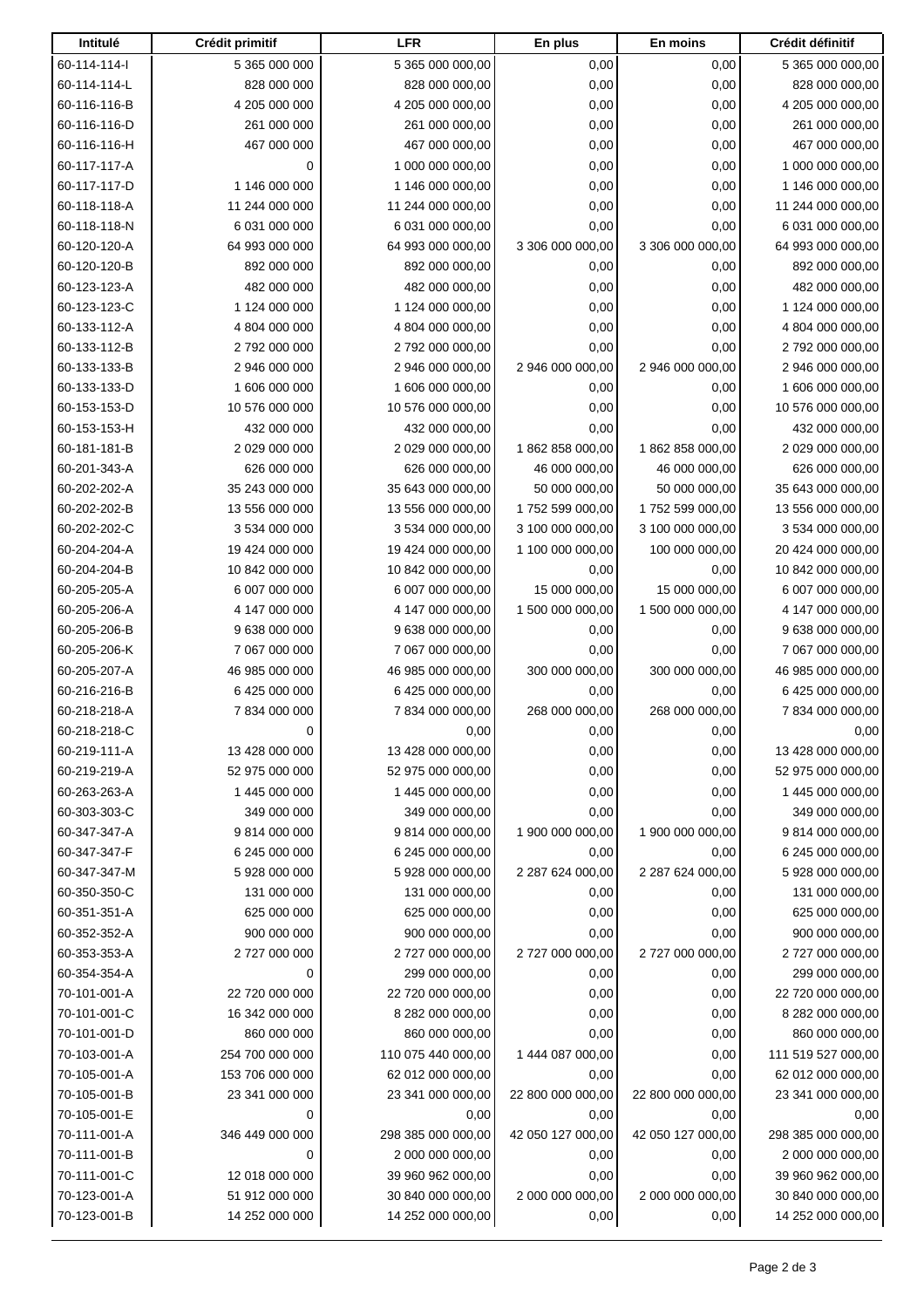| Intitulé | Crédit primitif | LFR | En plus | En moins | Crédit définitif |
|---|---|---|---|---|---|
| 60-114-114-I | 5 365 000 000 | 5 365 000 000,00 | 0,00 | 0,00 | 5 365 000 000,00 |
| 60-114-114-L | 828 000 000 | 828 000 000,00 | 0,00 | 0,00 | 828 000 000,00 |
| 60-116-116-B | 4 205 000 000 | 4 205 000 000,00 | 0,00 | 0,00 | 4 205 000 000,00 |
| 60-116-116-D | 261 000 000 | 261 000 000,00 | 0,00 | 0,00 | 261 000 000,00 |
| 60-116-116-H | 467 000 000 | 467 000 000,00 | 0,00 | 0,00 | 467 000 000,00 |
| 60-117-117-A | 0 | 1 000 000 000,00 | 0,00 | 0,00 | 1 000 000 000,00 |
| 60-117-117-D | 1 146 000 000 | 1 146 000 000,00 | 0,00 | 0,00 | 1 146 000 000,00 |
| 60-118-118-A | 11 244 000 000 | 11 244 000 000,00 | 0,00 | 0,00 | 11 244 000 000,00 |
| 60-118-118-N | 6 031 000 000 | 6 031 000 000,00 | 0,00 | 0,00 | 6 031 000 000,00 |
| 60-120-120-A | 64 993 000 000 | 64 993 000 000,00 | 3 306 000 000,00 | 3 306 000 000,00 | 64 993 000 000,00 |
| 60-120-120-B | 892 000 000 | 892 000 000,00 | 0,00 | 0,00 | 892 000 000,00 |
| 60-123-123-A | 482 000 000 | 482 000 000,00 | 0,00 | 0,00 | 482 000 000,00 |
| 60-123-123-C | 1 124 000 000 | 1 124 000 000,00 | 0,00 | 0,00 | 1 124 000 000,00 |
| 60-133-112-A | 4 804 000 000 | 4 804 000 000,00 | 0,00 | 0,00 | 4 804 000 000,00 |
| 60-133-112-B | 2 792 000 000 | 2 792 000 000,00 | 0,00 | 0,00 | 2 792 000 000,00 |
| 60-133-133-B | 2 946 000 000 | 2 946 000 000,00 | 2 946 000 000,00 | 2 946 000 000,00 | 2 946 000 000,00 |
| 60-133-133-D | 1 606 000 000 | 1 606 000 000,00 | 0,00 | 0,00 | 1 606 000 000,00 |
| 60-153-153-D | 10 576 000 000 | 10 576 000 000,00 | 0,00 | 0,00 | 10 576 000 000,00 |
| 60-153-153-H | 432 000 000 | 432 000 000,00 | 0,00 | 0,00 | 432 000 000,00 |
| 60-181-181-B | 2 029 000 000 | 2 029 000 000,00 | 1 862 858 000,00 | 1 862 858 000,00 | 2 029 000 000,00 |
| 60-201-343-A | 626 000 000 | 626 000 000,00 | 46 000 000,00 | 46 000 000,00 | 626 000 000,00 |
| 60-202-202-A | 35 243 000 000 | 35 643 000 000,00 | 50 000 000,00 | 50 000 000,00 | 35 643 000 000,00 |
| 60-202-202-B | 13 556 000 000 | 13 556 000 000,00 | 1 752 599 000,00 | 1 752 599 000,00 | 13 556 000 000,00 |
| 60-202-202-C | 3 534 000 000 | 3 534 000 000,00 | 3 100 000 000,00 | 3 100 000 000,00 | 3 534 000 000,00 |
| 60-204-204-A | 19 424 000 000 | 19 424 000 000,00 | 1 100 000 000,00 | 100 000 000,00 | 20 424 000 000,00 |
| 60-204-204-B | 10 842 000 000 | 10 842 000 000,00 | 0,00 | 0,00 | 10 842 000 000,00 |
| 60-205-205-A | 6 007 000 000 | 6 007 000 000,00 | 15 000 000,00 | 15 000 000,00 | 6 007 000 000,00 |
| 60-205-206-A | 4 147 000 000 | 4 147 000 000,00 | 1 500 000 000,00 | 1 500 000 000,00 | 4 147 000 000,00 |
| 60-205-206-B | 9 638 000 000 | 9 638 000 000,00 | 0,00 | 0,00 | 9 638 000 000,00 |
| 60-205-206-K | 7 067 000 000 | 7 067 000 000,00 | 0,00 | 0,00 | 7 067 000 000,00 |
| 60-205-207-A | 46 985 000 000 | 46 985 000 000,00 | 300 000 000,00 | 300 000 000,00 | 46 985 000 000,00 |
| 60-216-216-B | 6 425 000 000 | 6 425 000 000,00 | 0,00 | 0,00 | 6 425 000 000,00 |
| 60-218-218-A | 7 834 000 000 | 7 834 000 000,00 | 268 000 000,00 | 268 000 000,00 | 7 834 000 000,00 |
| 60-218-218-C | 0 | 0,00 | 0,00 | 0,00 | 0,00 |
| 60-219-111-A | 13 428 000 000 | 13 428 000 000,00 | 0,00 | 0,00 | 13 428 000 000,00 |
| 60-219-219-A | 52 975 000 000 | 52 975 000 000,00 | 0,00 | 0,00 | 52 975 000 000,00 |
| 60-263-263-A | 1 445 000 000 | 1 445 000 000,00 | 0,00 | 0,00 | 1 445 000 000,00 |
| 60-303-303-C | 349 000 000 | 349 000 000,00 | 0,00 | 0,00 | 349 000 000,00 |
| 60-347-347-A | 9 814 000 000 | 9 814 000 000,00 | 1 900 000 000,00 | 1 900 000 000,00 | 9 814 000 000,00 |
| 60-347-347-F | 6 245 000 000 | 6 245 000 000,00 | 0,00 | 0,00 | 6 245 000 000,00 |
| 60-347-347-M | 5 928 000 000 | 5 928 000 000,00 | 2 287 624 000,00 | 2 287 624 000,00 | 5 928 000 000,00 |
| 60-350-350-C | 131 000 000 | 131 000 000,00 | 0,00 | 0,00 | 131 000 000,00 |
| 60-351-351-A | 625 000 000 | 625 000 000,00 | 0,00 | 0,00 | 625 000 000,00 |
| 60-352-352-A | 900 000 000 | 900 000 000,00 | 0,00 | 0,00 | 900 000 000,00 |
| 60-353-353-A | 2 727 000 000 | 2 727 000 000,00 | 2 727 000 000,00 | 2 727 000 000,00 | 2 727 000 000,00 |
| 60-354-354-A | 0 | 299 000 000,00 | 0,00 | 0,00 | 299 000 000,00 |
| 70-101-001-A | 22 720 000 000 | 22 720 000 000,00 | 0,00 | 0,00 | 22 720 000 000,00 |
| 70-101-001-C | 16 342 000 000 | 8 282 000 000,00 | 0,00 | 0,00 | 8 282 000 000,00 |
| 70-101-001-D | 860 000 000 | 860 000 000,00 | 0,00 | 0,00 | 860 000 000,00 |
| 70-103-001-A | 254 700 000 000 | 110 075 440 000,00 | 1 444 087 000,00 | 0,00 | 111 519 527 000,00 |
| 70-105-001-A | 153 706 000 000 | 62 012 000 000,00 | 0,00 | 0,00 | 62 012 000 000,00 |
| 70-105-001-B | 23 341 000 000 | 23 341 000 000,00 | 22 800 000 000,00 | 22 800 000 000,00 | 23 341 000 000,00 |
| 70-105-001-E | 0 | 0,00 | 0,00 | 0,00 | 0,00 |
| 70-111-001-A | 346 449 000 000 | 298 385 000 000,00 | 42 050 127 000,00 | 42 050 127 000,00 | 298 385 000 000,00 |
| 70-111-001-B | 0 | 2 000 000 000,00 | 0,00 | 0,00 | 2 000 000 000,00 |
| 70-111-001-C | 12 018 000 000 | 39 960 962 000,00 | 0,00 | 0,00 | 39 960 962 000,00 |
| 70-123-001-A | 51 912 000 000 | 30 840 000 000,00 | 2 000 000 000,00 | 2 000 000 000,00 | 30 840 000 000,00 |
| 70-123-001-B | 14 252 000 000 | 14 252 000 000,00 | 0,00 | 0,00 | 14 252 000 000,00 |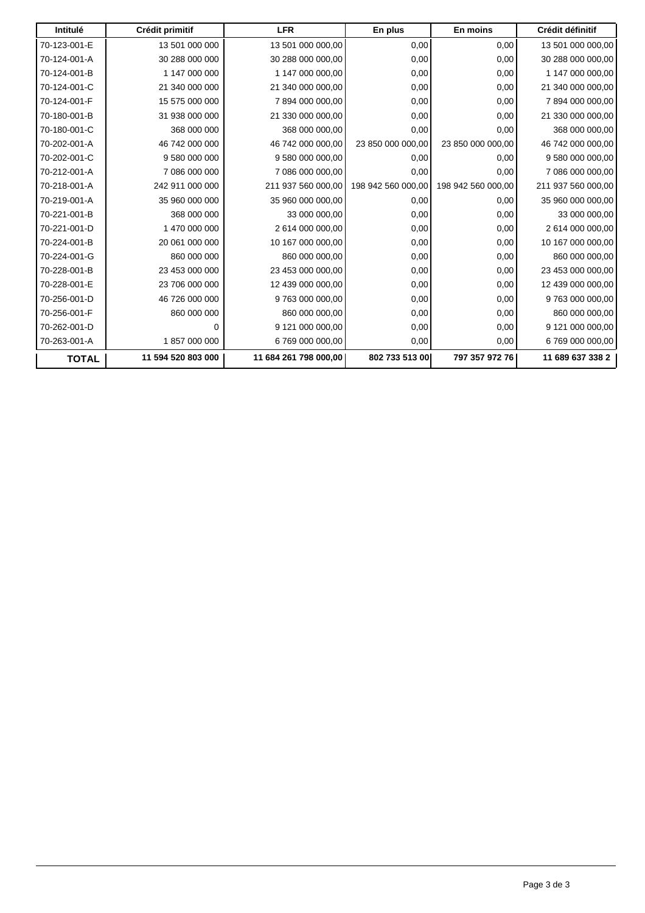| Intitulé | Crédit primitif | LFR | En plus | En moins | Crédit définitif |
|---|---|---|---|---|---|
| 70-123-001-E | 13 501 000 000 | 13 501 000 000,00 | 0,00 | 0,00 | 13 501 000 000,00 |
| 70-124-001-A | 30 288 000 000 | 30 288 000 000,00 | 0,00 | 0,00 | 30 288 000 000,00 |
| 70-124-001-B | 1 147 000 000 | 1 147 000 000,00 | 0,00 | 0,00 | 1 147 000 000,00 |
| 70-124-001-C | 21 340 000 000 | 21 340 000 000,00 | 0,00 | 0,00 | 21 340 000 000,00 |
| 70-124-001-F | 15 575 000 000 | 7 894 000 000,00 | 0,00 | 0,00 | 7 894 000 000,00 |
| 70-180-001-B | 31 938 000 000 | 21 330 000 000,00 | 0,00 | 0,00 | 21 330 000 000,00 |
| 70-180-001-C | 368 000 000 | 368 000 000,00 | 0,00 | 0,00 | 368 000 000,00 |
| 70-202-001-A | 46 742 000 000 | 46 742 000 000,00 | 23 850 000 000,00 | 23 850 000 000,00 | 46 742 000 000,00 |
| 70-202-001-C | 9 580 000 000 | 9 580 000 000,00 | 0,00 | 0,00 | 9 580 000 000,00 |
| 70-212-001-A | 7 086 000 000 | 7 086 000 000,00 | 0,00 | 0,00 | 7 086 000 000,00 |
| 70-218-001-A | 242 911 000 000 | 211 937 560 000,00 | 198 942 560 000,00 | 198 942 560 000,00 | 211 937 560 000,00 |
| 70-219-001-A | 35 960 000 000 | 35 960 000 000,00 | 0,00 | 0,00 | 35 960 000 000,00 |
| 70-221-001-B | 368 000 000 | 33 000 000,00 | 0,00 | 0,00 | 33 000 000,00 |
| 70-221-001-D | 1 470 000 000 | 2 614 000 000,00 | 0,00 | 0,00 | 2 614 000 000,00 |
| 70-224-001-B | 20 061 000 000 | 10 167 000 000,00 | 0,00 | 0,00 | 10 167 000 000,00 |
| 70-224-001-G | 860 000 000 | 860 000 000,00 | 0,00 | 0,00 | 860 000 000,00 |
| 70-228-001-B | 23 453 000 000 | 23 453 000 000,00 | 0,00 | 0,00 | 23 453 000 000,00 |
| 70-228-001-E | 23 706 000 000 | 12 439 000 000,00 | 0,00 | 0,00 | 12 439 000 000,00 |
| 70-256-001-D | 46 726 000 000 | 9 763 000 000,00 | 0,00 | 0,00 | 9 763 000 000,00 |
| 70-256-001-F | 860 000 000 | 860 000 000,00 | 0,00 | 0,00 | 860 000 000,00 |
| 70-262-001-D | 0 | 9 121 000 000,00 | 0,00 | 0,00 | 9 121 000 000,00 |
| 70-263-001-A | 1 857 000 000 | 6 769 000 000,00 | 0,00 | 0,00 | 6 769 000 000,00 |
| **TOTAL** | **11 594 520 803 000** | **11 684 261 798 000,00** | **802 733 513 00** | **797 357 972 76** | **11 689 637 338 2** |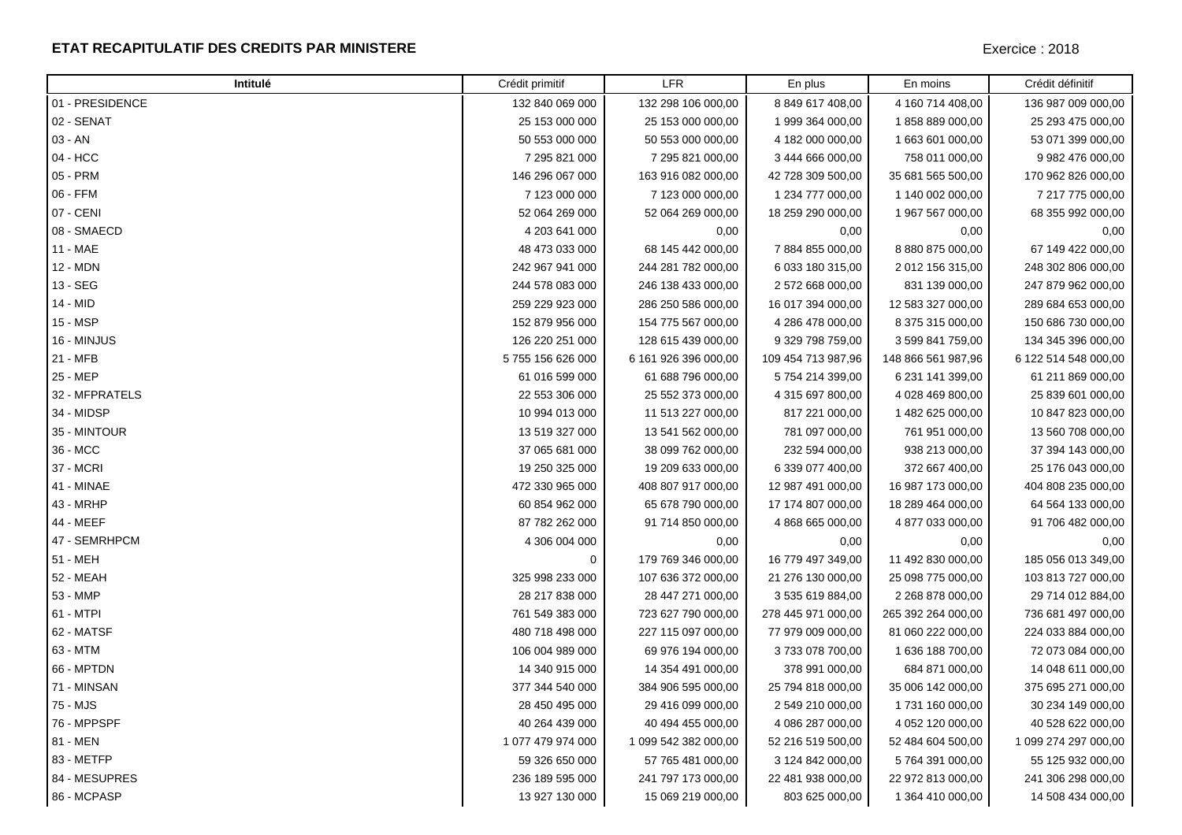**ETAT RECAPITULATIF DES CREDITS PAR MINISTERE**

Exercice : 2018

| Intitulé | Crédit primitif | LFR | En plus | En moins | Crédit définitif |
|---|---|---|---|---|---|
| 01 - PRESIDENCE | 132 840 069 000 | 132 298 106 000,00 | 8 849 617 408,00 | 4 160 714 408,00 | 136 987 009 000,00 |
| 02 - SENAT | 25 153 000 000 | 25 153 000 000,00 | 1 999 364 000,00 | 1 858 889 000,00 | 25 293 475 000,00 |
| 03 - AN | 50 553 000 000 | 50 553 000 000,00 | 4 182 000 000,00 | 1 663 601 000,00 | 53 071 399 000,00 |
| 04 - HCC | 7 295 821 000 | 7 295 821 000,00 | 3 444 666 000,00 | 758 011 000,00 | 9 982 476 000,00 |
| 05 - PRM | 146 296 067 000 | 163 916 082 000,00 | 42 728 309 500,00 | 35 681 565 500,00 | 170 962 826 000,00 |
| 06 - FFM | 7 123 000 000 | 7 123 000 000,00 | 1 234 777 000,00 | 1 140 002 000,00 | 7 217 775 000,00 |
| 07 - CENI | 52 064 269 000 | 52 064 269 000,00 | 18 259 290 000,00 | 1 967 567 000,00 | 68 355 992 000,00 |
| 08 - SMAECD | 4 203 641 000 | 0,00 | 0,00 | 0,00 | 0,00 |
| 11 - MAE | 48 473 033 000 | 68 145 442 000,00 | 7 884 855 000,00 | 8 880 875 000,00 | 67 149 422 000,00 |
| 12 - MDN | 242 967 941 000 | 244 281 782 000,00 | 6 033 180 315,00 | 2 012 156 315,00 | 248 302 806 000,00 |
| 13 - SEG | 244 578 083 000 | 246 138 433 000,00 | 2 572 668 000,00 | 831 139 000,00 | 247 879 962 000,00 |
| 14 - MID | 259 229 923 000 | 286 250 586 000,00 | 16 017 394 000,00 | 12 583 327 000,00 | 289 684 653 000,00 |
| 15 - MSP | 152 879 956 000 | 154 775 567 000,00 | 4 286 478 000,00 | 8 375 315 000,00 | 150 686 730 000,00 |
| 16 - MINJUS | 126 220 251 000 | 128 615 439 000,00 | 9 329 798 759,00 | 3 599 841 759,00 | 134 345 396 000,00 |
| 21 - MFB | 5 755 156 626 000 | 6 161 926 396 000,00 | 109 454 713 987,96 | 148 866 561 987,96 | 6 122 514 548 000,00 |
| 25 - MEP | 61 016 599 000 | 61 688 796 000,00 | 5 754 214 399,00 | 6 231 141 399,00 | 61 211 869 000,00 |
| 32 - MFPRATELS | 22 553 306 000 | 25 552 373 000,00 | 4 315 697 800,00 | 4 028 469 800,00 | 25 839 601 000,00 |
| 34 - MIDSP | 10 994 013 000 | 11 513 227 000,00 | 817 221 000,00 | 1 482 625 000,00 | 10 847 823 000,00 |
| 35 - MINTOUR | 13 519 327 000 | 13 541 562 000,00 | 781 097 000,00 | 761 951 000,00 | 13 560 708 000,00 |
| 36 - MCC | 37 065 681 000 | 38 099 762 000,00 | 232 594 000,00 | 938 213 000,00 | 37 394 143 000,00 |
| 37 - MCRI | 19 250 325 000 | 19 209 633 000,00 | 6 339 077 400,00 | 372 667 400,00 | 25 176 043 000,00 |
| 41 - MINAE | 472 330 965 000 | 408 807 917 000,00 | 12 987 491 000,00 | 16 987 173 000,00 | 404 808 235 000,00 |
| 43 - MRHP | 60 854 962 000 | 65 678 790 000,00 | 17 174 807 000,00 | 18 289 464 000,00 | 64 564 133 000,00 |
| 44 - MEEF | 87 782 262 000 | 91 714 850 000,00 | 4 868 665 000,00 | 4 877 033 000,00 | 91 706 482 000,00 |
| 47 - SEMRHPCM | 4 306 004 000 | 0,00 | 0,00 | 0,00 | 0,00 |
| 51 - MEH | 0 | 179 769 346 000,00 | 16 779 497 349,00 | 11 492 830 000,00 | 185 056 013 349,00 |
| 52 - MEAH | 325 998 233 000 | 107 636 372 000,00 | 21 276 130 000,00 | 25 098 775 000,00 | 103 813 727 000,00 |
| 53 - MMP | 28 217 838 000 | 28 447 271 000,00 | 3 535 619 884,00 | 2 268 878 000,00 | 29 714 012 884,00 |
| 61 - MTPI | 761 549 383 000 | 723 627 790 000,00 | 278 445 971 000,00 | 265 392 264 000,00 | 736 681 497 000,00 |
| 62 - MATSF | 480 718 498 000 | 227 115 097 000,00 | 77 979 009 000,00 | 81 060 222 000,00 | 224 033 884 000,00 |
| 63 - MTM | 106 004 989 000 | 69 976 194 000,00 | 3 733 078 700,00 | 1 636 188 700,00 | 72 073 084 000,00 |
| 66 - MPTDN | 14 340 915 000 | 14 354 491 000,00 | 378 991 000,00 | 684 871 000,00 | 14 048 611 000,00 |
| 71 - MINSAN | 377 344 540 000 | 384 906 595 000,00 | 25 794 818 000,00 | 35 006 142 000,00 | 375 695 271 000,00 |
| 75 - MJS | 28 450 495 000 | 29 416 099 000,00 | 2 549 210 000,00 | 1 731 160 000,00 | 30 234 149 000,00 |
| 76 - MPPSPF | 40 264 439 000 | 40 494 455 000,00 | 4 086 287 000,00 | 4 052 120 000,00 | 40 528 622 000,00 |
| 81 - MEN | 1 077 479 974 000 | 1 099 542 382 000,00 | 52 216 519 500,00 | 52 484 604 500,00 | 1 099 274 297 000,00 |
| 83 - METFP | 59 326 650 000 | 57 765 481 000,00 | 3 124 842 000,00 | 5 764 391 000,00 | 55 125 932 000,00 |
| 84 - MESUPRES | 236 189 595 000 | 241 797 173 000,00 | 22 481 938 000,00 | 22 972 813 000,00 | 241 306 298 000,00 |
| 86 - MCPASP | 13 927 130 000 | 15 069 219 000,00 | 803 625 000,00 | 1 364 410 000,00 | 14 508 434 000,00 |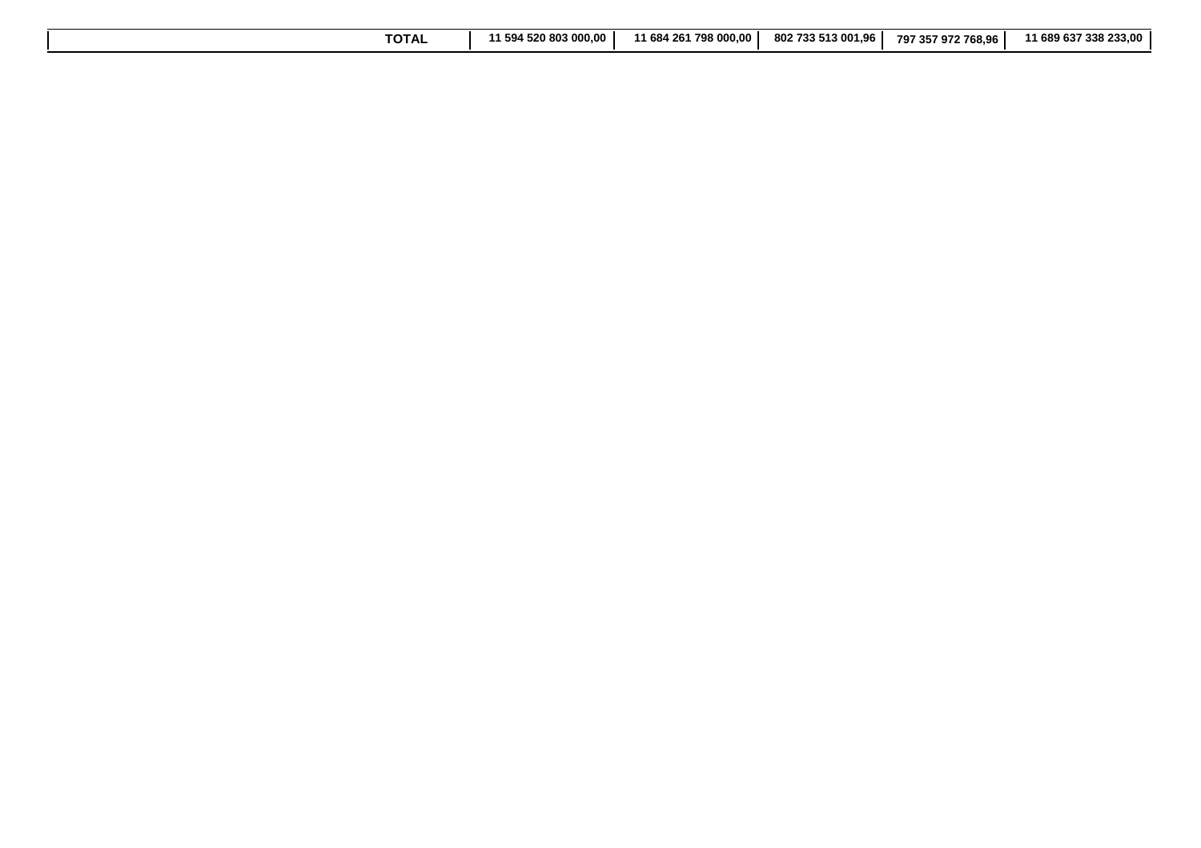| | | | | | | |
|---|---|---|---|---|---|---|
| | TOTAL | 11 594 520 803 000,00 | 11 684 261 798 000,00 | 802 733 513 001,96 | 797 357 972 768,96 | 11 689 637 338 233,00 |